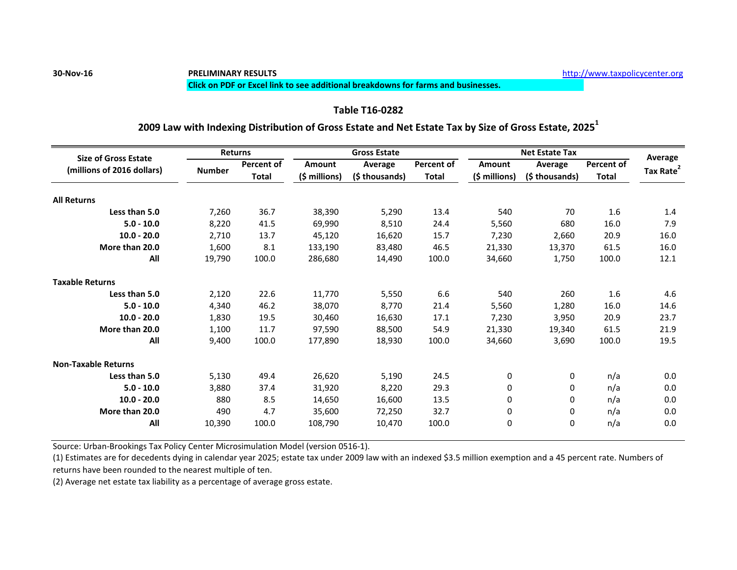30-Nov-16 **PRELIMINARY RESULTS** http://www.taxpolicycenter.org

**Click on PDF or Excel link to see additional breakdowns for farms and businesses.**

## Table T16-0282

### 2009 Law with Indexing Distribution of Gross Estate and Net Estate Tax by Size of Gross Estate, 2025[1]

| Size of Gross Estate (millions of 2016 dollars) | Returns | | Gross Estate | | | Net Estate Tax | | | Average Tax Rate[2] |
|---|---|---|---|---|---|---|---|---|---|
| | Number | Percent of Total | Amount ($ millions) | Average ($ thousands) | Percent of Total | Amount ($ millions) | Average ($ thousands) | Percent of Total | |
| **All Returns** | | | | | | | | | |
| **Less than 5.0** | 7,260 | 36.7 | 38,390 | 5,290 | 13.4 | 540 | 70 | 1.6 | 1.4 |
| **5.0 - 10.0** | 8,220 | 41.5 | 69,990 | 8,510 | 24.4 | 5,560 | 680 | 16.0 | 7.9 |
| **10.0 - 20.0** | 2,710 | 13.7 | 45,120 | 16,620 | 15.7 | 7,230 | 2,660 | 20.9 | 16.0 |
| **More than 20.0** | 1,600 | 8.1 | 133,190 | 83,480 | 46.5 | 21,330 | 13,370 | 61.5 | 16.0 |
| **All** | 19,790 | 100.0 | 286,680 | 14,490 | 100.0 | 34,660 | 1,750 | 100.0 | 12.1 |
| **Taxable Returns** | | | | | | | | | |
| **Less than 5.0** | 2,120 | 22.6 | 11,770 | 5,550 | 6.6 | 540 | 260 | 1.6 | 4.6 |
| **5.0 - 10.0** | 4,340 | 46.2 | 38,070 | 8,770 | 21.4 | 5,560 | 1,280 | 16.0 | 14.6 |
| **10.0 - 20.0** | 1,830 | 19.5 | 30,460 | 16,630 | 17.1 | 7,230 | 3,950 | 20.9 | 23.7 |
| **More than 20.0** | 1,100 | 11.7 | 97,590 | 88,500 | 54.9 | 21,330 | 19,340 | 61.5 | 21.9 |
| **All** | 9,400 | 100.0 | 177,890 | 18,930 | 100.0 | 34,660 | 3,690 | 100.0 | 19.5 |
| **Non-Taxable Returns** | | | | | | | | | |
| **Less than 5.0** | 5,130 | 49.4 | 26,620 | 5,190 | 24.5 | 0 | 0 | n/a | 0.0 |
| **5.0 - 10.0** | 3,880 | 37.4 | 31,920 | 8,220 | 29.3 | 0 | 0 | n/a | 0.0 |
| **10.0 - 20.0** | 880 | 8.5 | 14,650 | 16,600 | 13.5 | 0 | 0 | n/a | 0.0 |
| **More than 20.0** | 490 | 4.7 | 35,600 | 72,250 | 32.7 | 0 | 0 | n/a | 0.0 |
| **All** | 10,390 | 100.0 | 108,790 | 10,470 | 100.0 | 0 | 0 | n/a | 0.0 |

Source: Urban-Brookings Tax Policy Center Microsimulation Model (version 0516-1).

(1) Estimates are for decedents dying in calendar year 2025; estate tax under 2009 law with an indexed $3.5 million exemption and a 45 percent rate. Numbers of returns have been rounded to the nearest multiple of ten.

(2) Average net estate tax liability as a percentage of average gross estate.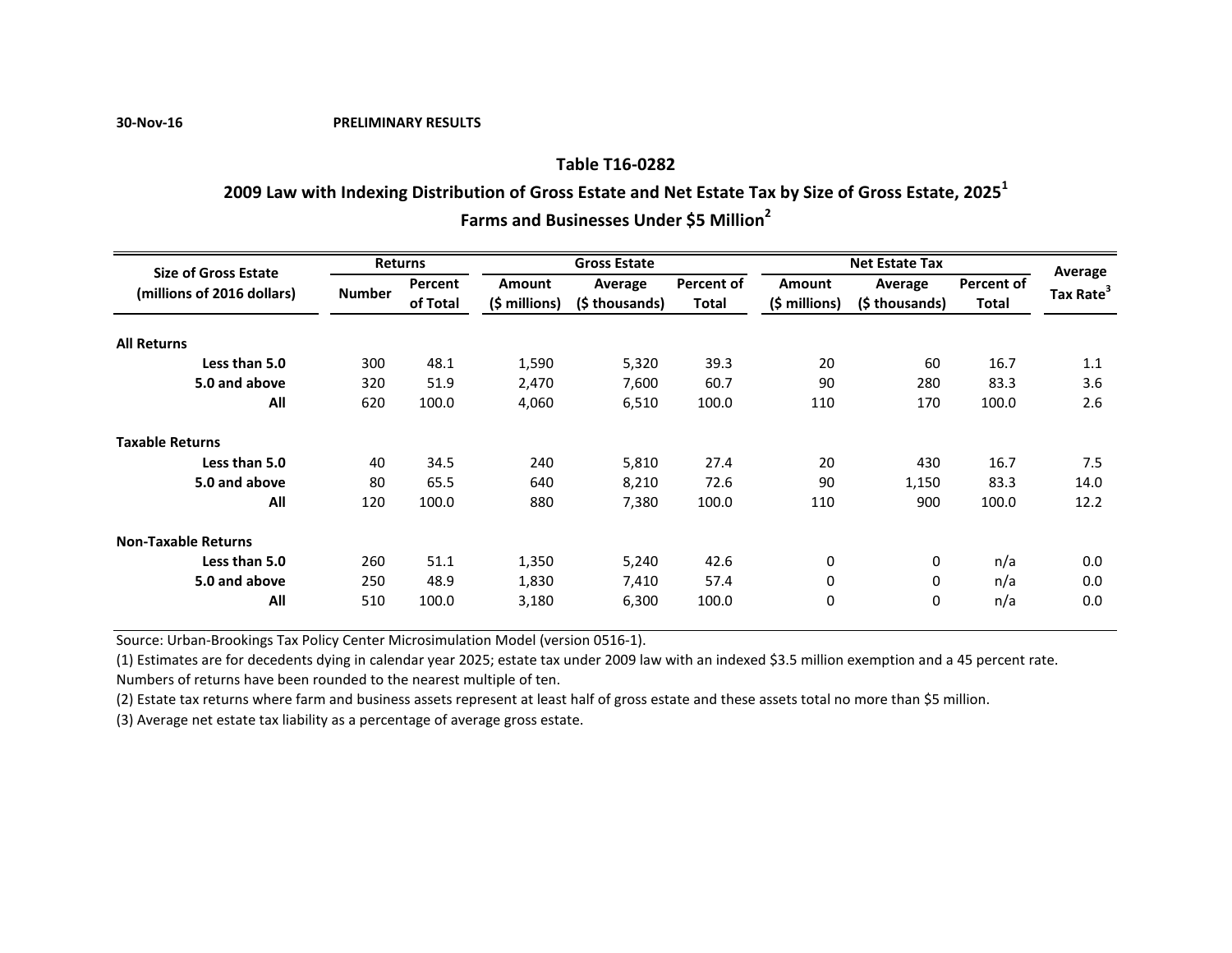30-Nov-16 **PRELIMINARY RESULTS**

## Table T16-0282

## 2009 Law with Indexing Distribution of Gross Estate and Net Estate Tax by Size of Gross Estate, 2025[1]

## Farms and Businesses Under $5 Million[2]

| Size of Gross Estate (millions of 2016 dollars) | Returns | | Gross Estate | | | Net Estate Tax | | | Average Tax Rate[3] |
|---|---|---|---|---|---|---|---|---|---|
| | Number | Percent of Total | Amount ($ millions) | Average ($ thousands) | Percent of Total | Amount ($ millions) | Average ($ thousands) | Percent of Total | |
| **All Returns** | | | | | | | | | |
| **Less than 5.0** | 300 | 48.1 | 1,590 | 5,320 | 39.3 | 20 | 60 | 16.7 | 1.1 |
| **5.0 and above** | 320 | 51.9 | 2,470 | 7,600 | 60.7 | 90 | 280 | 83.3 | 3.6 |
| **All** | 620 | 100.0 | 4,060 | 6,510 | 100.0 | 110 | 170 | 100.0 | 2.6 |
| **Taxable Returns** | | | | | | | | | |
| **Less than 5.0** | 40 | 34.5 | 240 | 5,810 | 27.4 | 20 | 430 | 16.7 | 7.5 |
| **5.0 and above** | 80 | 65.5 | 640 | 8,210 | 72.6 | 90 | 1,150 | 83.3 | 14.0 |
| **All** | 120 | 100.0 | 880 | 7,380 | 100.0 | 110 | 900 | 100.0 | 12.2 |
| **Non-Taxable Returns** | | | | | | | | | |
| **Less than 5.0** | 260 | 51.1 | 1,350 | 5,240 | 42.6 | 0 | 0 | n/a | 0.0 |
| **5.0 and above** | 250 | 48.9 | 1,830 | 7,410 | 57.4 | 0 | 0 | n/a | 0.0 |
| **All** | 510 | 100.0 | 3,180 | 6,300 | 100.0 | 0 | 0 | n/a | 0.0 |

Source: Urban-Brookings Tax Policy Center Microsimulation Model (version 0516-1).

(1) Estimates are for decedents dying in calendar year 2025; estate tax under 2009 law with an indexed $3.5 million exemption and a 45 percent rate. Numbers of returns have been rounded to the nearest multiple of ten.

(2) Estate tax returns where farm and business assets represent at least half of gross estate and these assets total no more than $5 million.

(3) Average net estate tax liability as a percentage of average gross estate.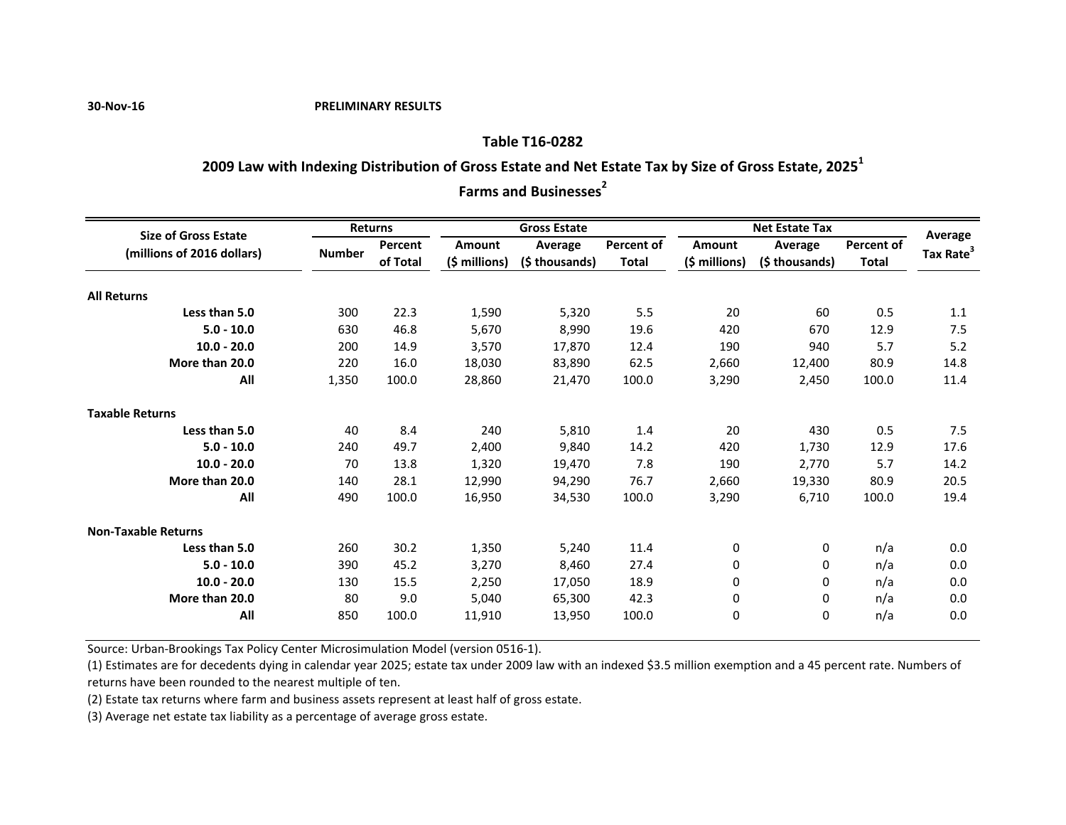30-Nov-16 PRELIMINARY RESULTS

## Table T16-0282

### 2009 Law with Indexing Distribution of Gross Estate and Net Estate Tax by Size of Gross Estate, 2025[1]

### Farms and Businesses[2]

| Size of Gross Estate (millions of 2016 dollars) | Returns | | Gross Estate | | | Net Estate Tax | | | Average Tax Rate[3] |
|---|---|---|---|---|---|---|---|---|---|
| | Number | Percent of Total | Amount ($ millions) | Average ($ thousands) | Percent of Total | Amount ($ millions) | Average ($ thousands) | Percent of Total | |
| **All Returns** | | | | | | | | | |
| **Less than 5.0** | 300 | 22.3 | 1,590 | 5,320 | 5.5 | 20 | 60 | 0.5 | 1.1 |
| **5.0 - 10.0** | 630 | 46.8 | 5,670 | 8,990 | 19.6 | 420 | 670 | 12.9 | 7.5 |
| **10.0 - 20.0** | 200 | 14.9 | 3,570 | 17,870 | 12.4 | 190 | 940 | 5.7 | 5.2 |
| **More than 20.0** | 220 | 16.0 | 18,030 | 83,890 | 62.5 | 2,660 | 12,400 | 80.9 | 14.8 |
| **All** | 1,350 | 100.0 | 28,860 | 21,470 | 100.0 | 3,290 | 2,450 | 100.0 | 11.4 |
| **Taxable Returns** | | | | | | | | | |
| **Less than 5.0** | 40 | 8.4 | 240 | 5,810 | 1.4 | 20 | 430 | 0.5 | 7.5 |
| **5.0 - 10.0** | 240 | 49.7 | 2,400 | 9,840 | 14.2 | 420 | 1,730 | 12.9 | 17.6 |
| **10.0 - 20.0** | 70 | 13.8 | 1,320 | 19,470 | 7.8 | 190 | 2,770 | 5.7 | 14.2 |
| **More than 20.0** | 140 | 28.1 | 12,990 | 94,290 | 76.7 | 2,660 | 19,330 | 80.9 | 20.5 |
| **All** | 490 | 100.0 | 16,950 | 34,530 | 100.0 | 3,290 | 6,710 | 100.0 | 19.4 |
| **Non-Taxable Returns** | | | | | | | | | |
| **Less than 5.0** | 260 | 30.2 | 1,350 | 5,240 | 11.4 | 0 | 0 | n/a | 0.0 |
| **5.0 - 10.0** | 390 | 45.2 | 3,270 | 8,460 | 27.4 | 0 | 0 | n/a | 0.0 |
| **10.0 - 20.0** | 130 | 15.5 | 2,250 | 17,050 | 18.9 | 0 | 0 | n/a | 0.0 |
| **More than 20.0** | 80 | 9.0 | 5,040 | 65,300 | 42.3 | 0 | 0 | n/a | 0.0 |
| **All** | 850 | 100.0 | 11,910 | 13,950 | 100.0 | 0 | 0 | n/a | 0.0 |

Source: Urban-Brookings Tax Policy Center Microsimulation Model (version 0516-1).

(1) Estimates are for decedents dying in calendar year 2025; estate tax under 2009 law with an indexed $3.5 million exemption and a 45 percent rate. Numbers of returns have been rounded to the nearest multiple of ten.

(2) Estate tax returns where farm and business assets represent at least half of gross estate.

(3) Average net estate tax liability as a percentage of average gross estate.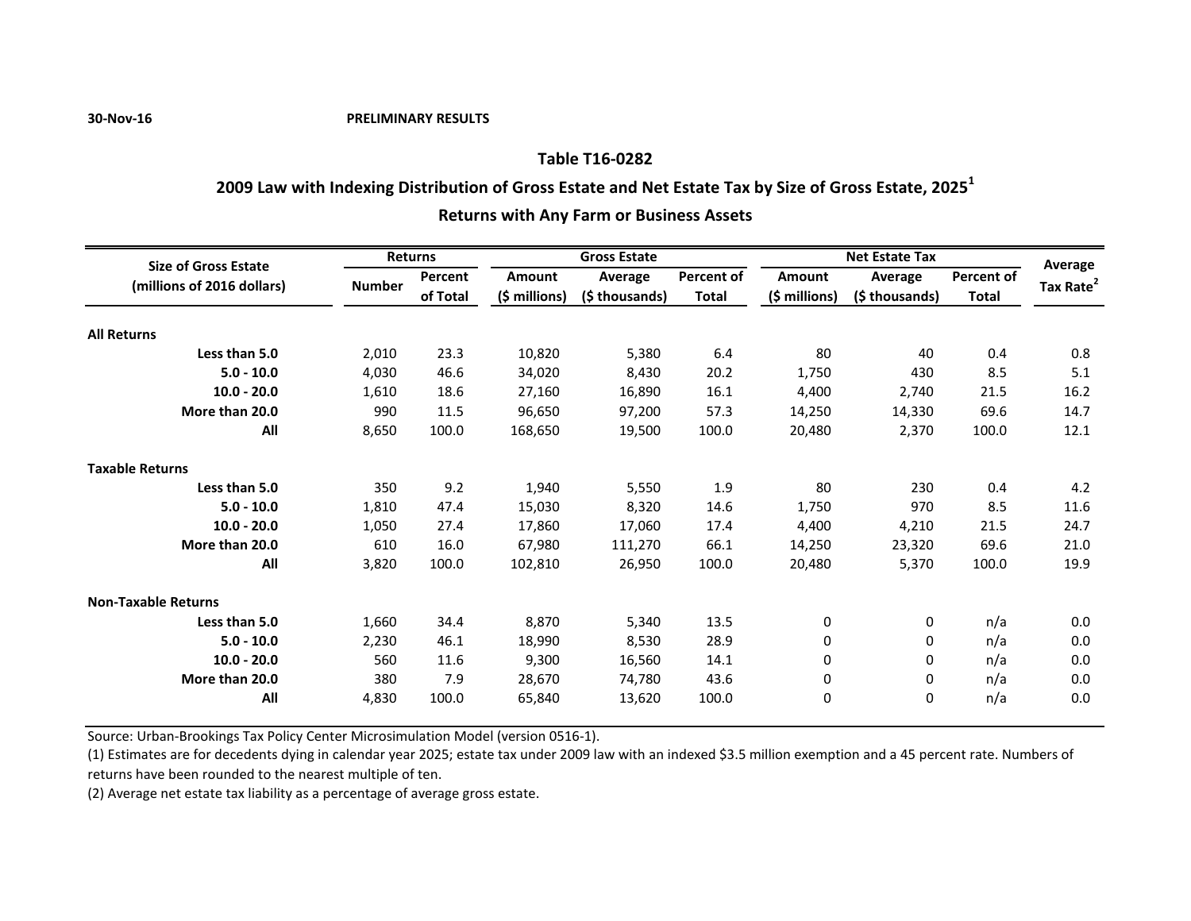30-Nov-16 **PRELIMINARY RESULTS**

## Table T16-0282

### 2009 Law with Indexing Distribution of Gross Estate and Net Estate Tax by Size of Gross Estate, 2025[1]

### Returns with Any Farm or Business Assets

| Size of Gross Estate (millions of 2016 dollars) | Returns | | Gross Estate | | | Net Estate Tax | | | Average Tax Rate[2] |
|---|---|---|---|---|---|---|---|---|---|
| | Number | Percent of Total | Amount ($ millions) | Average ($ thousands) | Percent of Total | Amount ($ millions) | Average ($ thousands) | Percent of Total | |
| **All Returns** | | | | | | | | | |
| **Less than 5.0** | 2,010 | 23.3 | 10,820 | 5,380 | 6.4 | 80 | 40 | 0.4 | 0.8 |
| **5.0 - 10.0** | 4,030 | 46.6 | 34,020 | 8,430 | 20.2 | 1,750 | 430 | 8.5 | 5.1 |
| **10.0 - 20.0** | 1,610 | 18.6 | 27,160 | 16,890 | 16.1 | 4,400 | 2,740 | 21.5 | 16.2 |
| **More than 20.0** | 990 | 11.5 | 96,650 | 97,200 | 57.3 | 14,250 | 14,330 | 69.6 | 14.7 |
| **All** | 8,650 | 100.0 | 168,650 | 19,500 | 100.0 | 20,480 | 2,370 | 100.0 | 12.1 |
| **Taxable Returns** | | | | | | | | | |
| **Less than 5.0** | 350 | 9.2 | 1,940 | 5,550 | 1.9 | 80 | 230 | 0.4 | 4.2 |
| **5.0 - 10.0** | 1,810 | 47.4 | 15,030 | 8,320 | 14.6 | 1,750 | 970 | 8.5 | 11.6 |
| **10.0 - 20.0** | 1,050 | 27.4 | 17,860 | 17,060 | 17.4 | 4,400 | 4,210 | 21.5 | 24.7 |
| **More than 20.0** | 610 | 16.0 | 67,980 | 111,270 | 66.1 | 14,250 | 23,320 | 69.6 | 21.0 |
| **All** | 3,820 | 100.0 | 102,810 | 26,950 | 100.0 | 20,480 | 5,370 | 100.0 | 19.9 |
| **Non-Taxable Returns** | | | | | | | | | |
| **Less than 5.0** | 1,660 | 34.4 | 8,870 | 5,340 | 13.5 | 0 | 0 | n/a | 0.0 |
| **5.0 - 10.0** | 2,230 | 46.1 | 18,990 | 8,530 | 28.9 | 0 | 0 | n/a | 0.0 |
| **10.0 - 20.0** | 560 | 11.6 | 9,300 | 16,560 | 14.1 | 0 | 0 | n/a | 0.0 |
| **More than 20.0** | 380 | 7.9 | 28,670 | 74,780 | 43.6 | 0 | 0 | n/a | 0.0 |
| **All** | 4,830 | 100.0 | 65,840 | 13,620 | 100.0 | 0 | 0 | n/a | 0.0 |

Source: Urban-Brookings Tax Policy Center Microsimulation Model (version 0516-1).

(1) Estimates are for decedents dying in calendar year 2025; estate tax under 2009 law with an indexed $3.5 million exemption and a 45 percent rate. Numbers of returns have been rounded to the nearest multiple of ten.

(2) Average net estate tax liability as a percentage of average gross estate.